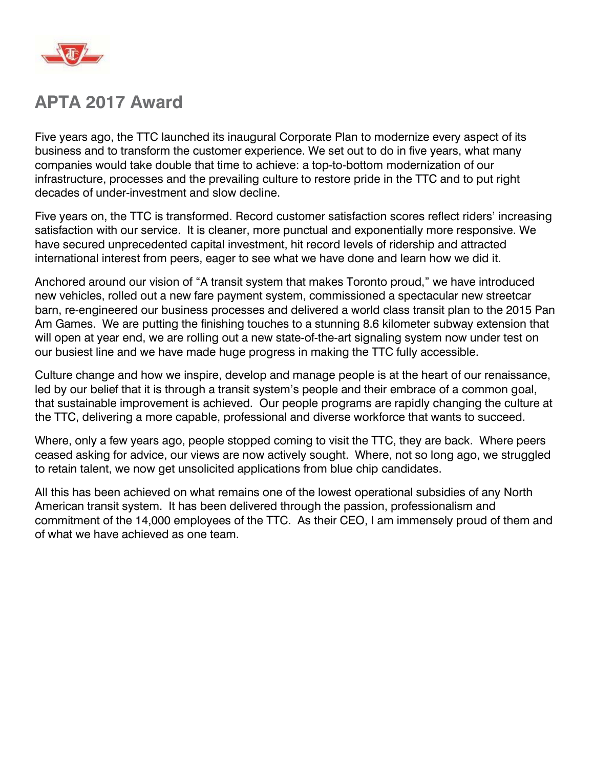# APTA 2017 Award

Five years ago, the TTC launched its inaugural Corporate Plan to modernize every aspect of its business and to transform the customer experience. We set out to do in five years, what many companies would take double that time to achieve: a top-to-bottom modernization of our infrastructure, processes and the prevailing culture to restore pride in the TTC and to put right decades of under-investment and slow decline.

Five years on, the TTC is transformed. Record customer satisfaction scores reflect riders' increasing satisfaction with our service. It is cleaner, more punctual and exponentially more responsive. We have secured unprecedented capital investment, hit record levels of ridership and attracted international interest from peers, eager to see what we have done and learn how we did it.

Anchored around our vision of "A transit system that makes Toronto proud," we have introduced new vehicles, rolled out a new fare payment system, commissioned a spectacular new streetcar barn, re-engineered our business processes and delivered a world class transit plan to the 2015 Pan Am Games. We are putting the finishing touches to a stunning 8.6 kilometer subway extension that will open at year end, we are rolling out a new state-of-the-art signaling system now under test on our busiest line and we have made huge progress in making the TTC fully accessible.

Culture change and how we inspire, develop and manage people is at the heart of our renaissance, led by our belief that it is through a transit system's people and their embrace of a common goal, that sustainable improvement is achieved. Our people programs are rapidly changing the culture at the TTC, delivering a more capable, professional and diverse workforce that wants to succeed.

Where, only a few years ago, people stopped coming to visit the TTC, they are back. Where peers ceased asking for advice, our views are now actively sought. Where, not so long ago, we struggled to retain talent, we now get unsolicited applications from blue chip candidates.

All this has been achieved on what remains one of the lowest operational subsidies of any North American transit system. It has been delivered through the passion, professionalism and commitment of the 14,000 employees of the TTC. As their CEO, I am immensely proud of them and of what we have achieved as one team.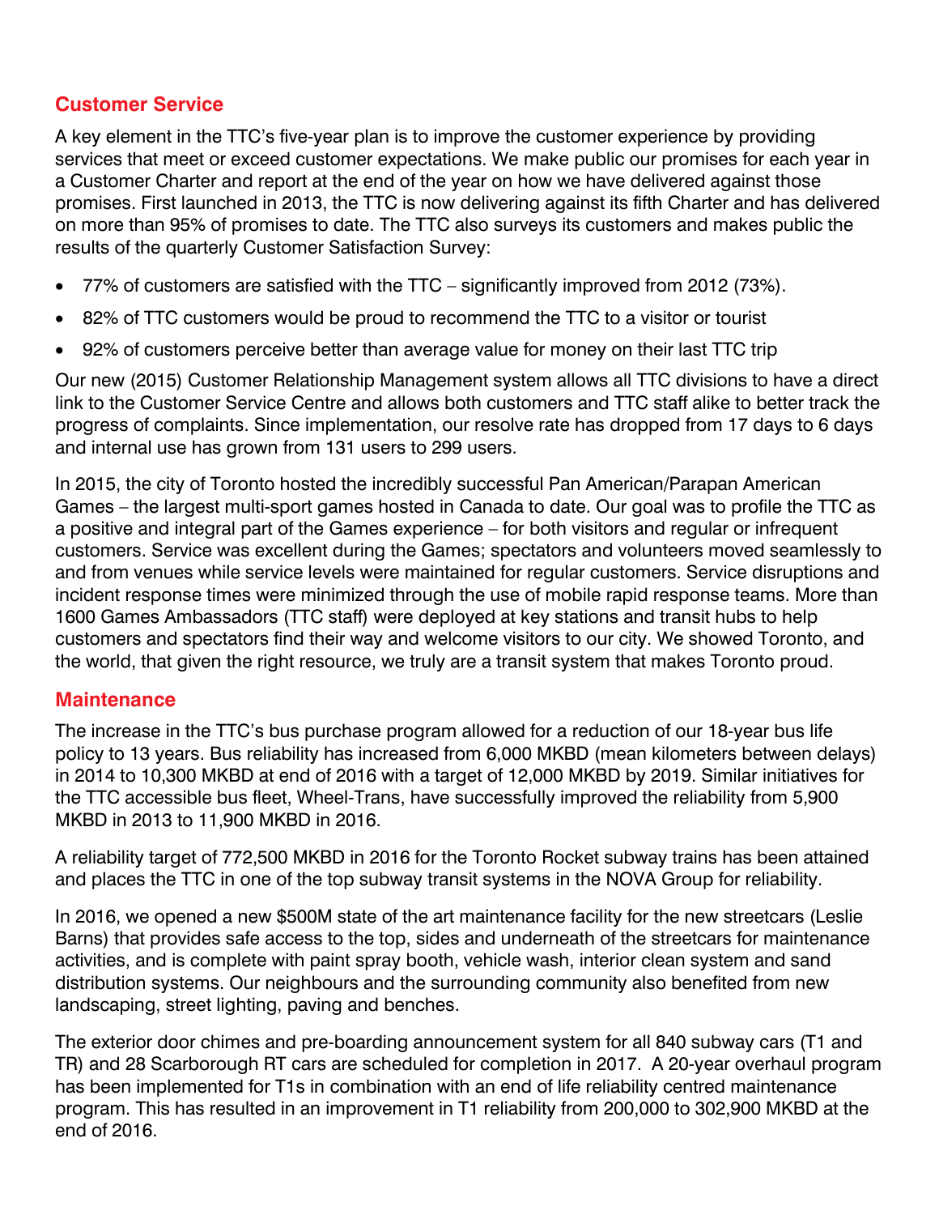## Customer Service

A key element in the TTC's five-year plan is to improve the customer experience by providing services that meet or exceed customer expectations. We make public our promises for each year in a Customer Charter and report at the end of the year on how we have delivered against those promises. First launched in 2013, the TTC is now delivering against its fifth Charter and has delivered on more than 95% of promises to date. The TTC also surveys its customers and makes public the results of the quarterly Customer Satisfaction Survey:

- 77% of customers are satisfied with the TTC – significantly improved from 2012 (73%).
- 82% of TTC customers would be proud to recommend the TTC to a visitor or tourist
- 92% of customers perceive better than average value for money on their last TTC trip

Our new (2015) Customer Relationship Management system allows all TTC divisions to have a direct link to the Customer Service Centre and allows both customers and TTC staff alike to better track the progress of complaints. Since implementation, our resolve rate has dropped from 17 days to 6 days and internal use has grown from 131 users to 299 users.

In 2015, the city of Toronto hosted the incredibly successful Pan American/Parapan American Games – the largest multi-sport games hosted in Canada to date. Our goal was to profile the TTC as a positive and integral part of the Games experience – for both visitors and regular or infrequent customers. Service was excellent during the Games; spectators and volunteers moved seamlessly to and from venues while service levels were maintained for regular customers. Service disruptions and incident response times were minimized through the use of mobile rapid response teams. More than 1600 Games Ambassadors (TTC staff) were deployed at key stations and transit hubs to help customers and spectators find their way and welcome visitors to our city. We showed Toronto, and the world, that given the right resource, we truly are a transit system that makes Toronto proud.

## Maintenance

The increase in the TTC's bus purchase program allowed for a reduction of our 18-year bus life policy to 13 years. Bus reliability has increased from 6,000 MKBD (mean kilometers between delays) in 2014 to 10,300 MKBD at end of 2016 with a target of 12,000 MKBD by 2019. Similar initiatives for the TTC accessible bus fleet, Wheel-Trans, have successfully improved the reliability from 5,900 MKBD in 2013 to 11,900 MKBD in 2016.

A reliability target of 772,500 MKBD in 2016 for the Toronto Rocket subway trains has been attained and places the TTC in one of the top subway transit systems in the NOVA Group for reliability.

In 2016, we opened a new $500M state of the art maintenance facility for the new streetcars (Leslie Barns) that provides safe access to the top, sides and underneath of the streetcars for maintenance activities, and is complete with paint spray booth, vehicle wash, interior clean system and sand distribution systems. Our neighbours and the surrounding community also benefited from new landscaping, street lighting, paving and benches.

The exterior door chimes and pre-boarding announcement system for all 840 subway cars (T1 and TR) and 28 Scarborough RT cars are scheduled for completion in 2017. A 20-year overhaul program has been implemented for T1s in combination with an end of life reliability centred maintenance program. This has resulted in an improvement in T1 reliability from 200,000 to 302,900 MKBD at the end of 2016.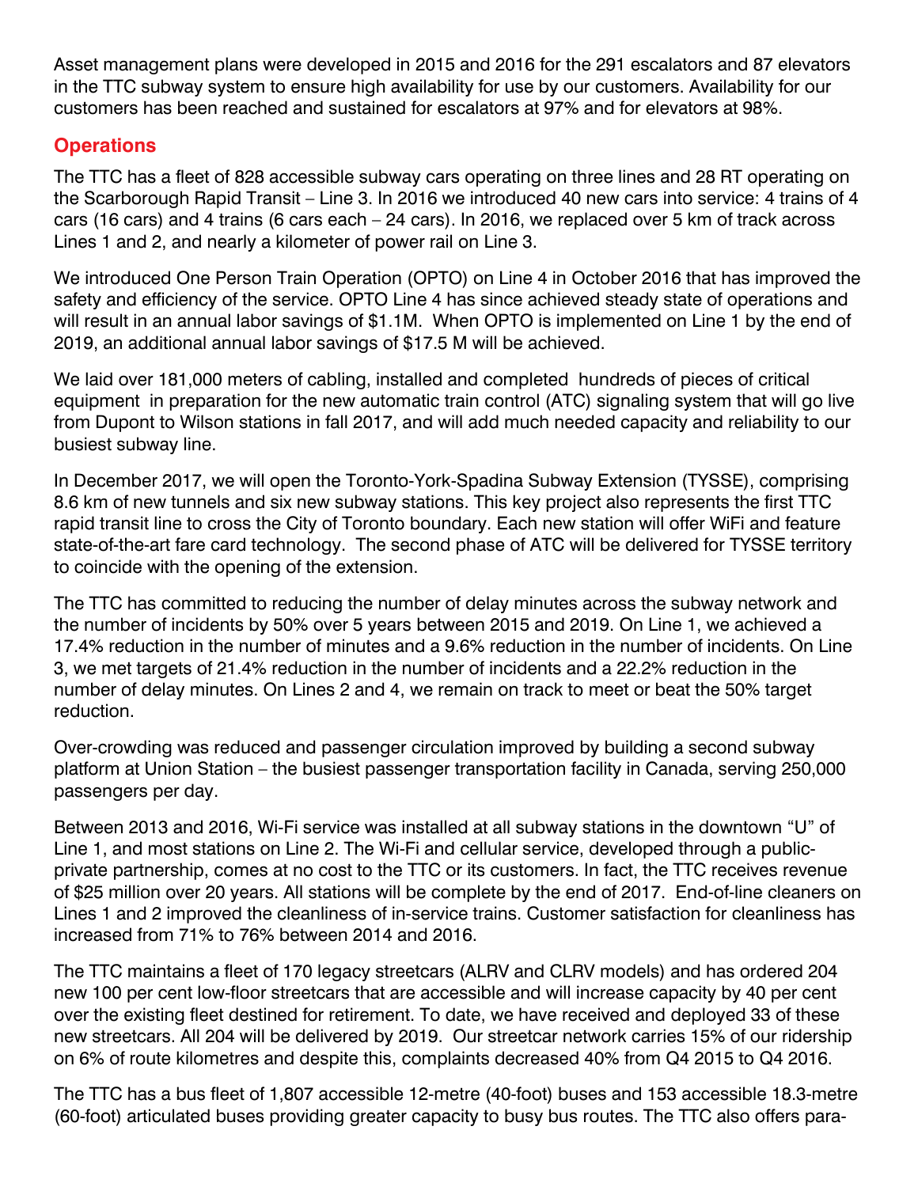Asset management plans were developed in 2015 and 2016 for the 291 escalators and 87 elevators in the TTC subway system to ensure high availability for use by our customers. Availability for our customers has been reached and sustained for escalators at 97% and for elevators at 98%.

## Operations

The TTC has a fleet of 828 accessible subway cars operating on three lines and 28 RT operating on the Scarborough Rapid Transit – Line 3. In 2016 we introduced 40 new cars into service: 4 trains of 4 cars (16 cars) and 4 trains (6 cars each – 24 cars). In 2016, we replaced over 5 km of track across Lines 1 and 2, and nearly a kilometer of power rail on Line 3.

We introduced One Person Train Operation (OPTO) on Line 4 in October 2016 that has improved the safety and efficiency of the service. OPTO Line 4 has since achieved steady state of operations and will result in an annual labor savings of $1.1M. When OPTO is implemented on Line 1 by the end of 2019, an additional annual labor savings of $17.5 M will be achieved.

We laid over 181,000 meters of cabling, installed and completed hundreds of pieces of critical equipment in preparation for the new automatic train control (ATC) signaling system that will go live from Dupont to Wilson stations in fall 2017, and will add much needed capacity and reliability to our busiest subway line.

In December 2017, we will open the Toronto-York-Spadina Subway Extension (TYSSE), comprising 8.6 km of new tunnels and six new subway stations. This key project also represents the first TTC rapid transit line to cross the City of Toronto boundary. Each new station will offer WiFi and feature state-of-the-art fare card technology. The second phase of ATC will be delivered for TYSSE territory to coincide with the opening of the extension.

The TTC has committed to reducing the number of delay minutes across the subway network and the number of incidents by 50% over 5 years between 2015 and 2019. On Line 1, we achieved a 17.4% reduction in the number of minutes and a 9.6% reduction in the number of incidents. On Line 3, we met targets of 21.4% reduction in the number of incidents and a 22.2% reduction in the number of delay minutes. On Lines 2 and 4, we remain on track to meet or beat the 50% target reduction.

Over-crowding was reduced and passenger circulation improved by building a second subway platform at Union Station – the busiest passenger transportation facility in Canada, serving 250,000 passengers per day.

Between 2013 and 2016, Wi-Fi service was installed at all subway stations in the downtown "U" of Line 1, and most stations on Line 2. The Wi-Fi and cellular service, developed through a public-private partnership, comes at no cost to the TTC or its customers. In fact, the TTC receives revenue of $25 million over 20 years. All stations will be complete by the end of 2017. End-of-line cleaners on Lines 1 and 2 improved the cleanliness of in-service trains. Customer satisfaction for cleanliness has increased from 71% to 76% between 2014 and 2016.

The TTC maintains a fleet of 170 legacy streetcars (ALRV and CLRV models) and has ordered 204 new 100 per cent low-floor streetcars that are accessible and will increase capacity by 40 per cent over the existing fleet destined for retirement. To date, we have received and deployed 33 of these new streetcars. All 204 will be delivered by 2019. Our streetcar network carries 15% of our ridership on 6% of route kilometres and despite this, complaints decreased 40% from Q4 2015 to Q4 2016.

The TTC has a bus fleet of 1,807 accessible 12-metre (40-foot) buses and 153 accessible 18.3-metre (60-foot) articulated buses providing greater capacity to busy bus routes. The TTC also offers para-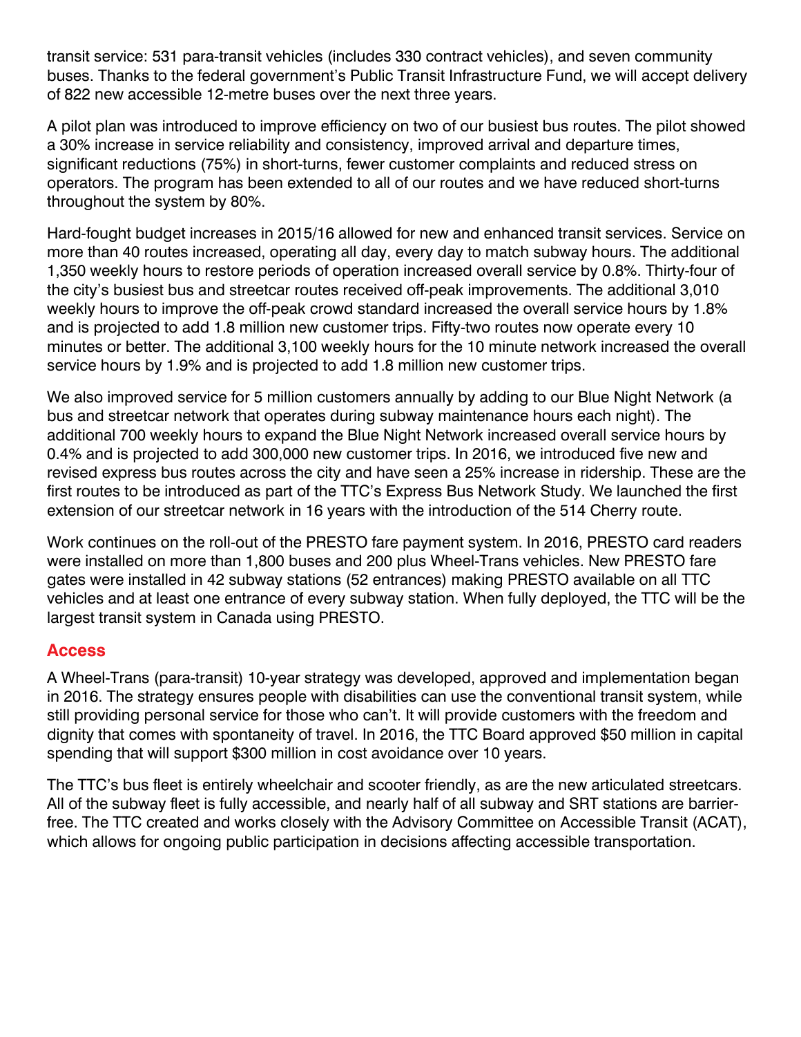transit service: 531 para-transit vehicles (includes 330 contract vehicles), and seven community buses. Thanks to the federal government's Public Transit Infrastructure Fund, we will accept delivery of 822 new accessible 12-metre buses over the next three years.

A pilot plan was introduced to improve efficiency on two of our busiest bus routes. The pilot showed a 30% increase in service reliability and consistency, improved arrival and departure times, significant reductions (75%) in short-turns, fewer customer complaints and reduced stress on operators. The program has been extended to all of our routes and we have reduced short-turns throughout the system by 80%.

Hard-fought budget increases in 2015/16 allowed for new and enhanced transit services. Service on more than 40 routes increased, operating all day, every day to match subway hours. The additional 1,350 weekly hours to restore periods of operation increased overall service by 0.8%. Thirty-four of the city's busiest bus and streetcar routes received off-peak improvements. The additional 3,010 weekly hours to improve the off-peak crowd standard increased the overall service hours by 1.8% and is projected to add 1.8 million new customer trips. Fifty-two routes now operate every 10 minutes or better. The additional 3,100 weekly hours for the 10 minute network increased the overall service hours by 1.9% and is projected to add 1.8 million new customer trips.

We also improved service for 5 million customers annually by adding to our Blue Night Network (a bus and streetcar network that operates during subway maintenance hours each night). The additional 700 weekly hours to expand the Blue Night Network increased overall service hours by 0.4% and is projected to add 300,000 new customer trips. In 2016, we introduced five new and revised express bus routes across the city and have seen a 25% increase in ridership. These are the first routes to be introduced as part of the TTC's Express Bus Network Study. We launched the first extension of our streetcar network in 16 years with the introduction of the 514 Cherry route.

Work continues on the roll-out of the PRESTO fare payment system. In 2016, PRESTO card readers were installed on more than 1,800 buses and 200 plus Wheel-Trans vehicles. New PRESTO fare gates were installed in 42 subway stations (52 entrances) making PRESTO available on all TTC vehicles and at least one entrance of every subway station. When fully deployed, the TTC will be the largest transit system in Canada using PRESTO.

## Access

A Wheel-Trans (para-transit) 10-year strategy was developed, approved and implementation began in 2016. The strategy ensures people with disabilities can use the conventional transit system, while still providing personal service for those who can't. It will provide customers with the freedom and dignity that comes with spontaneity of travel. In 2016, the TTC Board approved $50 million in capital spending that will support $300 million in cost avoidance over 10 years.

The TTC's bus fleet is entirely wheelchair and scooter friendly, as are the new articulated streetcars. All of the subway fleet is fully accessible, and nearly half of all subway and SRT stations are barrier-free. The TTC created and works closely with the Advisory Committee on Accessible Transit (ACAT), which allows for ongoing public participation in decisions affecting accessible transportation.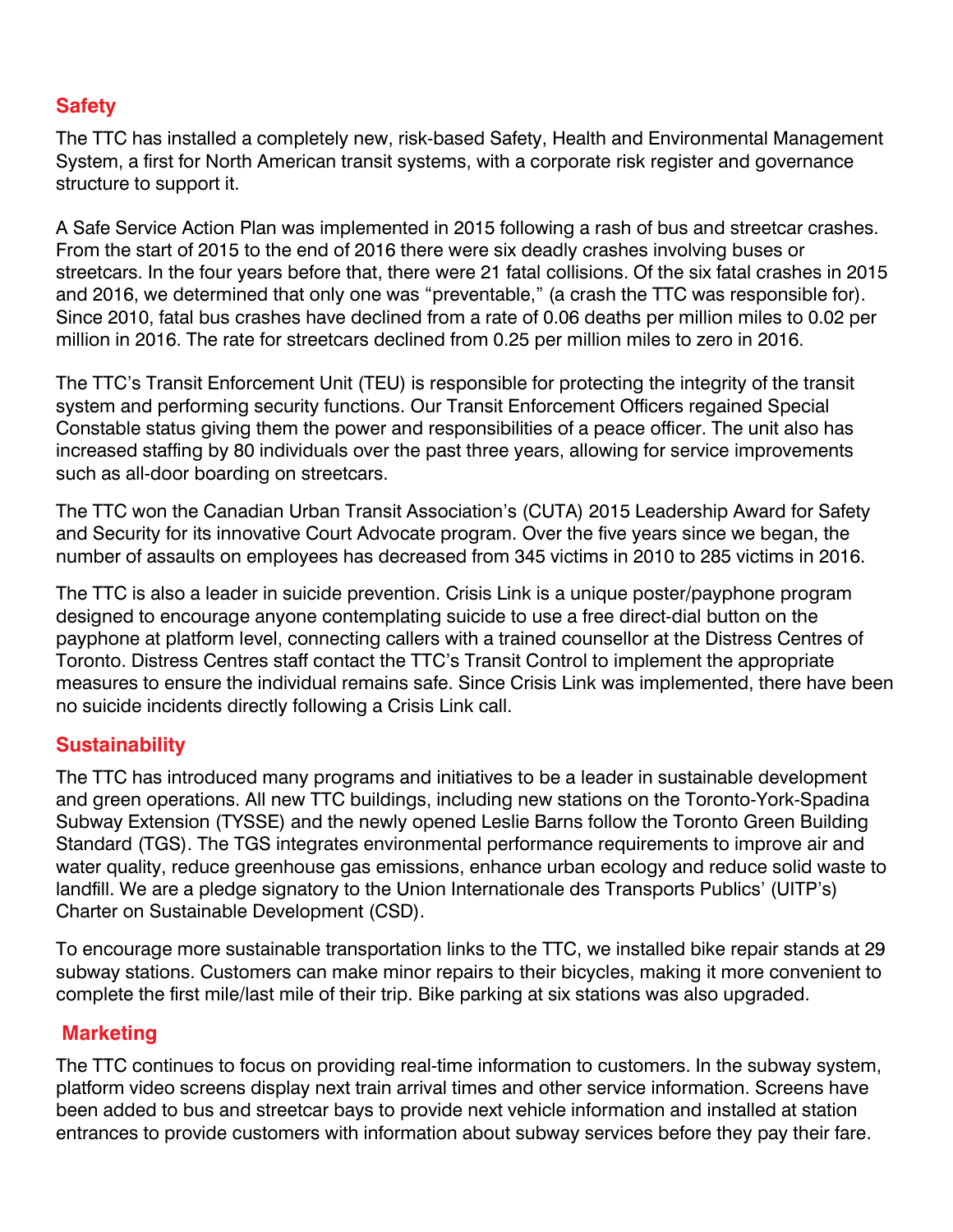## Safety

The TTC has installed a completely new, risk-based Safety, Health and Environmental Management System, a first for North American transit systems, with a corporate risk register and governance structure to support it.

A Safe Service Action Plan was implemented in 2015 following a rash of bus and streetcar crashes. From the start of 2015 to the end of 2016 there were six deadly crashes involving buses or streetcars. In the four years before that, there were 21 fatal collisions. Of the six fatal crashes in 2015 and 2016, we determined that only one was "preventable," (a crash the TTC was responsible for). Since 2010, fatal bus crashes have declined from a rate of 0.06 deaths per million miles to 0.02 per million in 2016. The rate for streetcars declined from 0.25 per million miles to zero in 2016.

The TTC's Transit Enforcement Unit (TEU) is responsible for protecting the integrity of the transit system and performing security functions. Our Transit Enforcement Officers regained Special Constable status giving them the power and responsibilities of a peace officer. The unit also has increased staffing by 80 individuals over the past three years, allowing for service improvements such as all-door boarding on streetcars.

The TTC won the Canadian Urban Transit Association's (CUTA) 2015 Leadership Award for Safety and Security for its innovative Court Advocate program. Over the five years since we began, the number of assaults on employees has decreased from 345 victims in 2010 to 285 victims in 2016.

The TTC is also a leader in suicide prevention. Crisis Link is a unique poster/payphone program designed to encourage anyone contemplating suicide to use a free direct-dial button on the payphone at platform level, connecting callers with a trained counsellor at the Distress Centres of Toronto. Distress Centres staff contact the TTC's Transit Control to implement the appropriate measures to ensure the individual remains safe. Since Crisis Link was implemented, there have been no suicide incidents directly following a Crisis Link call.

## Sustainability

The TTC has introduced many programs and initiatives to be a leader in sustainable development and green operations. All new TTC buildings, including new stations on the Toronto-York-Spadina Subway Extension (TYSSE) and the newly opened Leslie Barns follow the Toronto Green Building Standard (TGS). The TGS integrates environmental performance requirements to improve air and water quality, reduce greenhouse gas emissions, enhance urban ecology and reduce solid waste to landfill. We are a pledge signatory to the Union Internationale des Transports Publics' (UITP's) Charter on Sustainable Development (CSD).

To encourage more sustainable transportation links to the TTC, we installed bike repair stands at 29 subway stations. Customers can make minor repairs to their bicycles, making it more convenient to complete the first mile/last mile of their trip. Bike parking at six stations was also upgraded.

## Marketing

The TTC continues to focus on providing real-time information to customers. In the subway system, platform video screens display next train arrival times and other service information. Screens have been added to bus and streetcar bays to provide next vehicle information and installed at station entrances to provide customers with information about subway services before they pay their fare.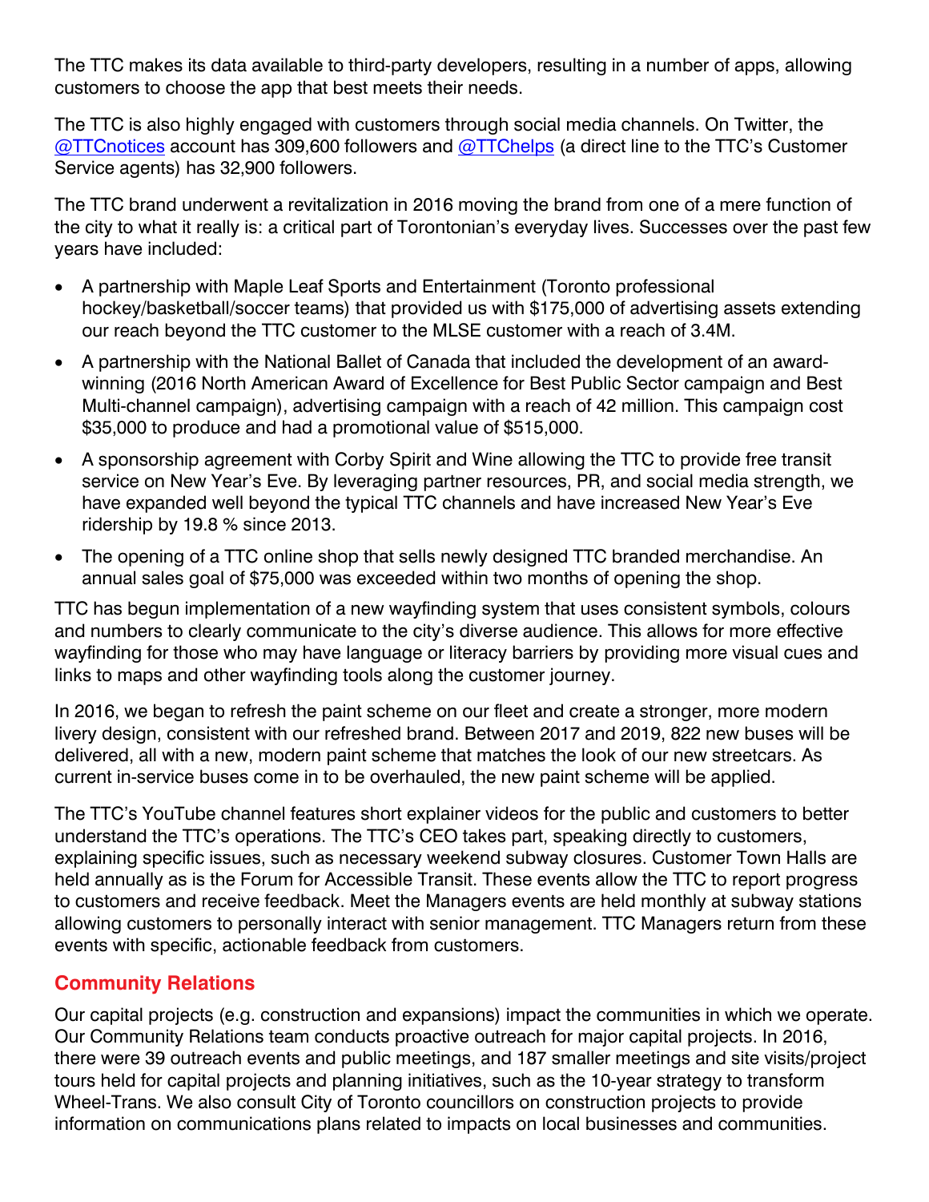The TTC makes its data available to third-party developers, resulting in a number of apps, allowing customers to choose the app that best meets their needs.

The TTC is also highly engaged with customers through social media channels. On Twitter, the [@TTCnotices](https://twitter.com/TTCnotices) account has 309,600 followers and [@TTChelps](https://twitter.com/TTChelps) (a direct line to the TTC's Customer Service agents) has 32,900 followers.

The TTC brand underwent a revitalization in 2016 moving the brand from one of a mere function of the city to what it really is: a critical part of Torontonian's everyday lives. Successes over the past few years have included:

- A partnership with Maple Leaf Sports and Entertainment (Toronto professional hockey/basketball/soccer teams) that provided us with $175,000 of advertising assets extending our reach beyond the TTC customer to the MLSE customer with a reach of 3.4M.
- A partnership with the National Ballet of Canada that included the development of an award-winning (2016 North American Award of Excellence for Best Public Sector campaign and Best Multi-channel campaign), advertising campaign with a reach of 42 million. This campaign cost $35,000 to produce and had a promotional value of $515,000.
- A sponsorship agreement with Corby Spirit and Wine allowing the TTC to provide free transit service on New Year's Eve. By leveraging partner resources, PR, and social media strength, we have expanded well beyond the typical TTC channels and have increased New Year's Eve ridership by 19.8 % since 2013.
- The opening of a TTC online shop that sells newly designed TTC branded merchandise. An annual sales goal of $75,000 was exceeded within two months of opening the shop.

TTC has begun implementation of a new wayfinding system that uses consistent symbols, colours and numbers to clearly communicate to the city's diverse audience. This allows for more effective wayfinding for those who may have language or literacy barriers by providing more visual cues and links to maps and other wayfinding tools along the customer journey.

In 2016, we began to refresh the paint scheme on our fleet and create a stronger, more modern livery design, consistent with our refreshed brand. Between 2017 and 2019, 822 new buses will be delivered, all with a new, modern paint scheme that matches the look of our new streetcars. As current in-service buses come in to be overhauled, the new paint scheme will be applied.

The TTC's YouTube channel features short explainer videos for the public and customers to better understand the TTC's operations. The TTC's CEO takes part, speaking directly to customers, explaining specific issues, such as necessary weekend subway closures. Customer Town Halls are held annually as is the Forum for Accessible Transit. These events allow the TTC to report progress to customers and receive feedback. Meet the Managers events are held monthly at subway stations allowing customers to personally interact with senior management. TTC Managers return from these events with specific, actionable feedback from customers.

## Community Relations

Our capital projects (e.g. construction and expansions) impact the communities in which we operate. Our Community Relations team conducts proactive outreach for major capital projects. In 2016, there were 39 outreach events and public meetings, and 187 smaller meetings and site visits/project tours held for capital projects and planning initiatives, such as the 10-year strategy to transform Wheel-Trans. We also consult City of Toronto councillors on construction projects to provide information on communications plans related to impacts on local businesses and communities.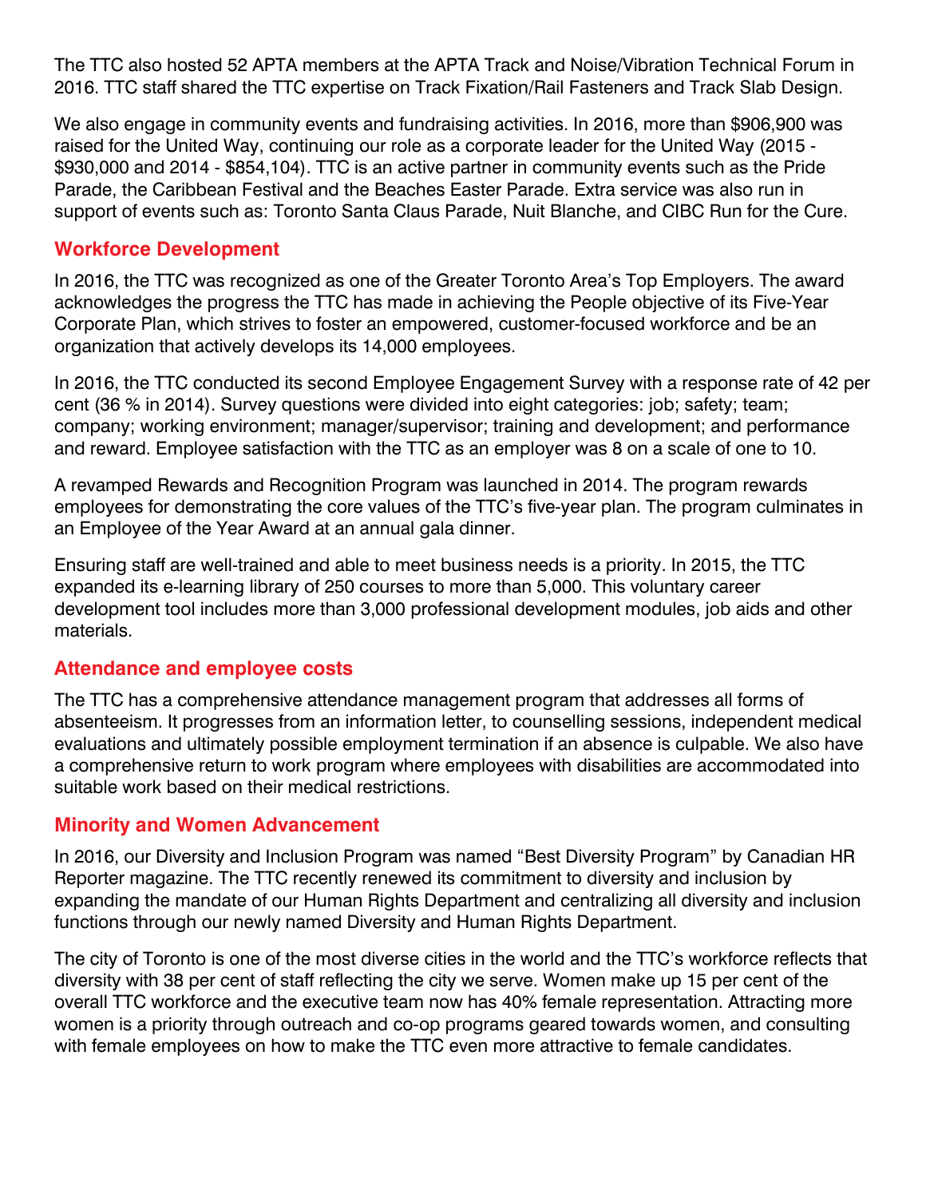The TTC also hosted 52 APTA members at the APTA Track and Noise/Vibration Technical Forum in 2016. TTC staff shared the TTC expertise on Track Fixation/Rail Fasteners and Track Slab Design.

We also engage in community events and fundraising activities. In 2016, more than $906,900 was raised for the United Way, continuing our role as a corporate leader for the United Way (2015 - $930,000 and 2014 - $854,104). TTC is an active partner in community events such as the Pride Parade, the Caribbean Festival and the Beaches Easter Parade. Extra service was also run in support of events such as: Toronto Santa Claus Parade, Nuit Blanche, and CIBC Run for the Cure.

## Workforce Development

In 2016, the TTC was recognized as one of the Greater Toronto Area's Top Employers. The award acknowledges the progress the TTC has made in achieving the People objective of its Five-Year Corporate Plan, which strives to foster an empowered, customer-focused workforce and be an organization that actively develops its 14,000 employees.

In 2016, the TTC conducted its second Employee Engagement Survey with a response rate of 42 per cent (36 % in 2014). Survey questions were divided into eight categories: job; safety; team; company; working environment; manager/supervisor; training and development; and performance and reward. Employee satisfaction with the TTC as an employer was 8 on a scale of one to 10.

A revamped Rewards and Recognition Program was launched in 2014. The program rewards employees for demonstrating the core values of the TTC's five-year plan. The program culminates in an Employee of the Year Award at an annual gala dinner.

Ensuring staff are well-trained and able to meet business needs is a priority. In 2015, the TTC expanded its e-learning library of 250 courses to more than 5,000. This voluntary career development tool includes more than 3,000 professional development modules, job aids and other materials.

## Attendance and employee costs

The TTC has a comprehensive attendance management program that addresses all forms of absenteeism. It progresses from an information letter, to counselling sessions, independent medical evaluations and ultimately possible employment termination if an absence is culpable. We also have a comprehensive return to work program where employees with disabilities are accommodated into suitable work based on their medical restrictions.

## Minority and Women Advancement

In 2016, our Diversity and Inclusion Program was named "Best Diversity Program" by Canadian HR Reporter magazine. The TTC recently renewed its commitment to diversity and inclusion by expanding the mandate of our Human Rights Department and centralizing all diversity and inclusion functions through our newly named Diversity and Human Rights Department.

The city of Toronto is one of the most diverse cities in the world and the TTC's workforce reflects that diversity with 38 per cent of staff reflecting the city we serve. Women make up 15 per cent of the overall TTC workforce and the executive team now has 40% female representation. Attracting more women is a priority through outreach and co-op programs geared towards women, and consulting with female employees on how to make the TTC even more attractive to female candidates.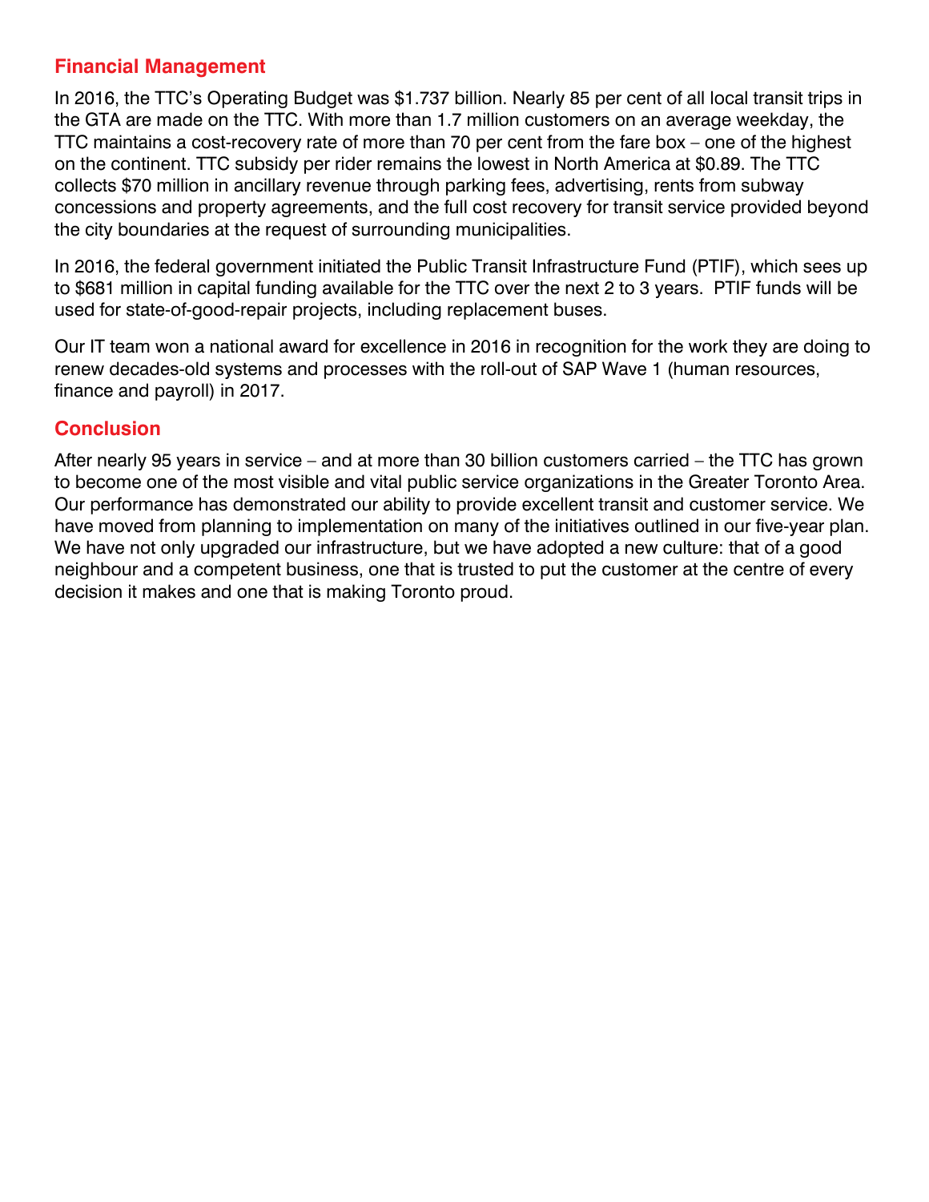## Financial Management

In 2016, the TTC's Operating Budget was $1.737 billion. Nearly 85 per cent of all local transit trips in the GTA are made on the TTC. With more than 1.7 million customers on an average weekday, the TTC maintains a cost-recovery rate of more than 70 per cent from the fare box – one of the highest on the continent. TTC subsidy per rider remains the lowest in North America at $0.89. The TTC collects $70 million in ancillary revenue through parking fees, advertising, rents from subway concessions and property agreements, and the full cost recovery for transit service provided beyond the city boundaries at the request of surrounding municipalities.

In 2016, the federal government initiated the Public Transit Infrastructure Fund (PTIF), which sees up to $681 million in capital funding available for the TTC over the next 2 to 3 years. PTIF funds will be used for state-of-good-repair projects, including replacement buses.

Our IT team won a national award for excellence in 2016 in recognition for the work they are doing to renew decades-old systems and processes with the roll-out of SAP Wave 1 (human resources, finance and payroll) in 2017.

## Conclusion

After nearly 95 years in service – and at more than 30 billion customers carried – the TTC has grown to become one of the most visible and vital public service organizations in the Greater Toronto Area. Our performance has demonstrated our ability to provide excellent transit and customer service. We have moved from planning to implementation on many of the initiatives outlined in our five-year plan. We have not only upgraded our infrastructure, but we have adopted a new culture: that of a good neighbour and a competent business, one that is trusted to put the customer at the centre of every decision it makes and one that is making Toronto proud.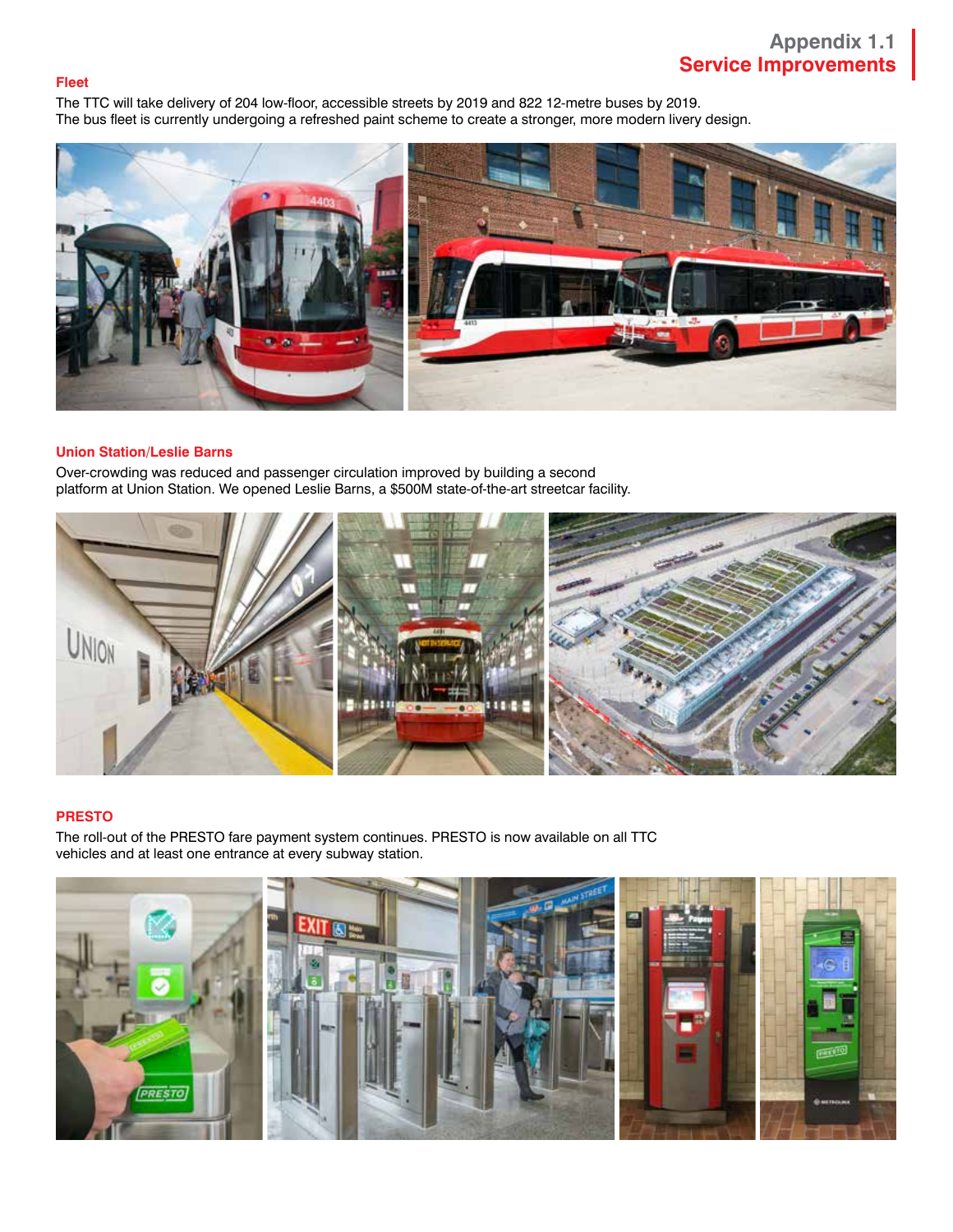# Appendix 1.1
## Service Improvements

### Fleet

The TTC will take delivery of 204 low-floor, accessible streets by 2019 and 822 12-metre buses by 2019. The bus fleet is currently undergoing a refreshed paint scheme to create a stronger, more modern livery design.

### Union Station/Leslie Barns

Over-crowding was reduced and passenger circulation improved by building a second platform at Union Station. We opened Leslie Barns, a $500M state-of-the-art streetcar facility.

### PRESTO

The roll-out of the PRESTO fare payment system continues. PRESTO is now available on all TTC vehicles and at least one entrance at every subway station.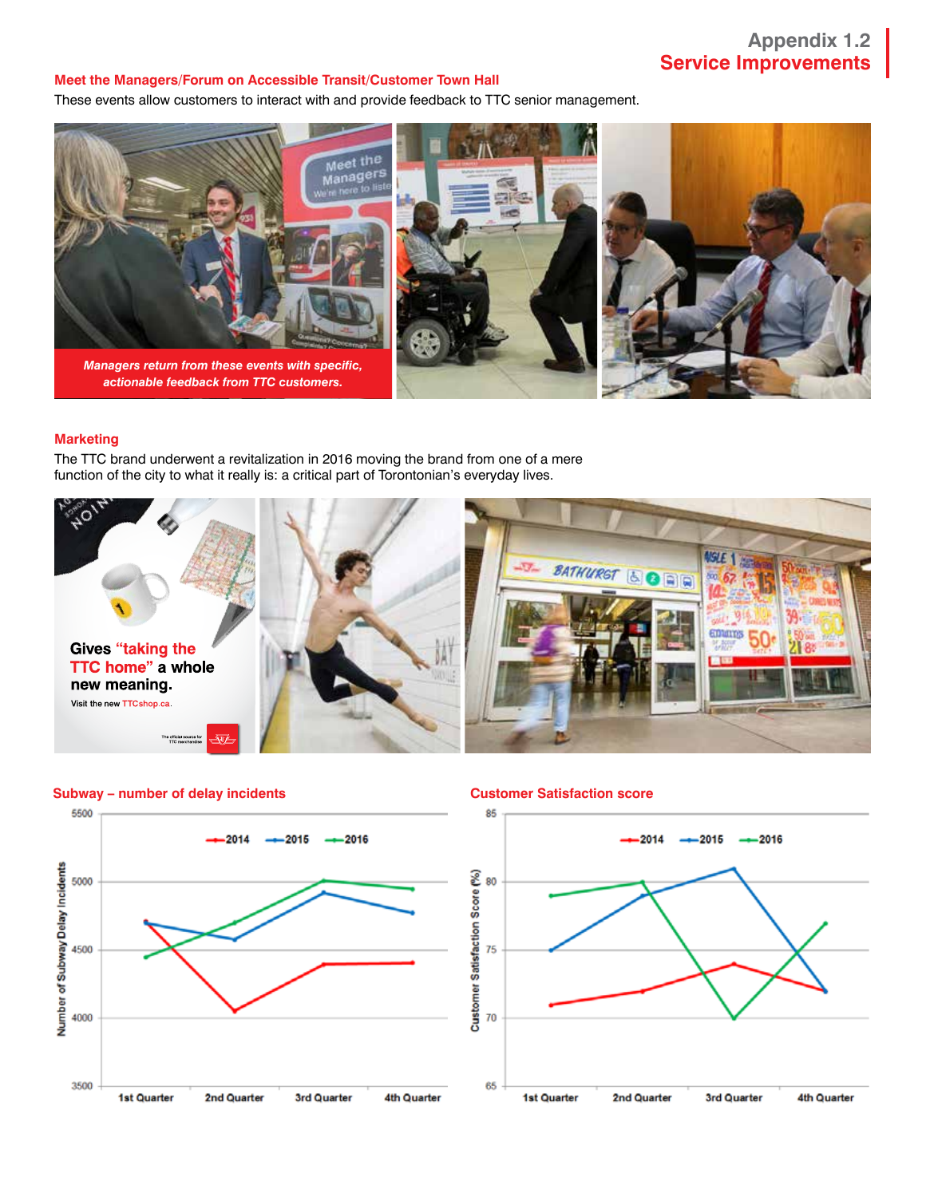# Appendix 1.2
## Service Improvements

### Meet the Managers/Forum on Accessible Transit/Customer Town Hall

These events allow customers to interact with and provide feedback to TTC senior management.

*Managers return from these events with specific, actionable feedback from TTC customers.*

### Marketing

The TTC brand underwent a revitalization in 2016 moving the brand from one of a mere function of the city to what it really is: a critical part of Torontonian's everyday lives.

Gives "taking the TTC home" a whole new meaning.

Visit the new TTCshop.ca.

### Subway – number of delay incidents

### Customer Satisfaction score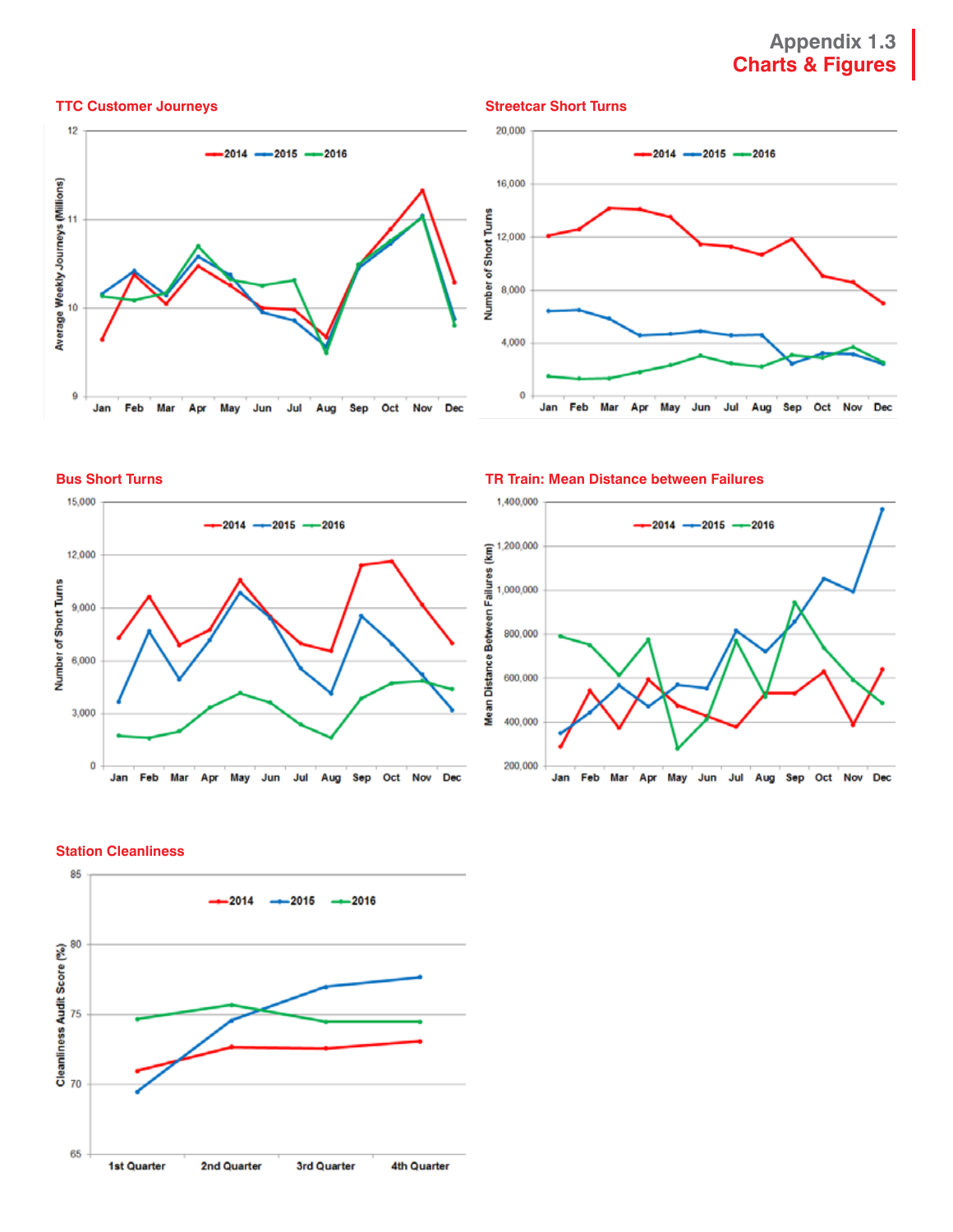Appendix 1.3
Charts & Figures

## TTC Customer Journeys

2014 2015 2016

Average Weekly Journeys (Millions)

12
11
10
9

Jan Feb Mar Apr May Jun Jul Aug Sep Oct Nov Dec

## Streetcar Short Turns

2014 2015 2016

Number of Short Turns

20,000
16,000
12,000
8,000
4,000
0

Jan Feb Mar Apr May Jun Jul Aug Sep Oct Nov Dec

## Bus Short Turns

2014 2015 2016

Number of Short Turns

15,000
12,000
9,000
6,000
3,000
0

Jan Feb Mar Apr May Jun Jul Aug Sep Oct Nov Dec

## TR Train: Mean Distance between Failures

2014 2015 2016

Mean Distance Between Failures (km)

1,400,000
1,200,000
1,000,000
800,000
600,000
400,000
200,000

Jan Feb Mar Apr May Jun Jul Aug Sep Oct Nov Dec

## Station Cleanliness

2014 2015 2016

Cleanliness Audit Score (%)

85
80
75
70
65

1st Quarter 2nd Quarter 3rd Quarter 4th Quarter